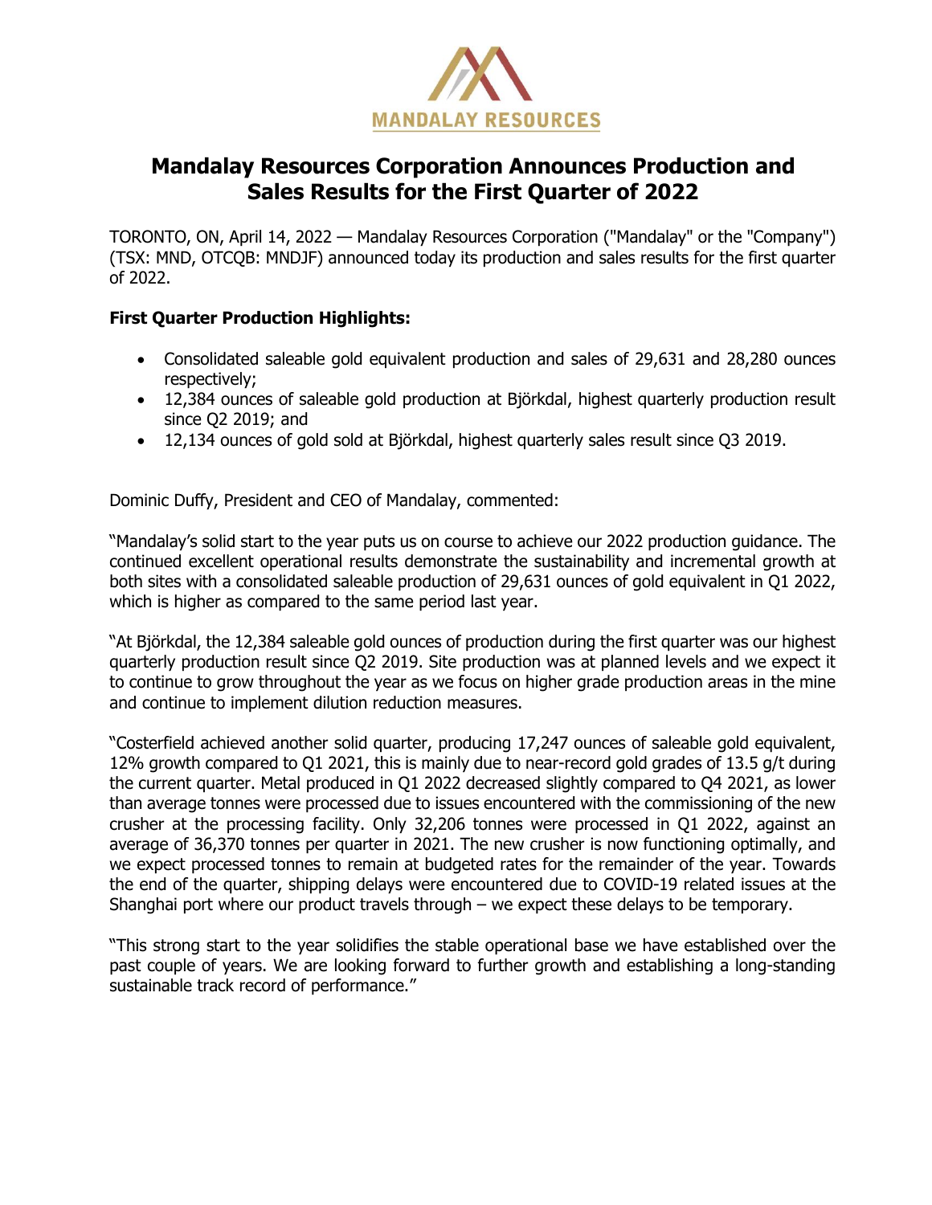MANDALAY RESOURCES

# Mandalay Resources Corporation Announces Production and Sales Results for the First Quarter of 2022

TORONTO, ON, April 14, 2022 — Mandalay Resources Corporation ("Mandalay" or the "Company") (TSX: MND, OTCQB: MNDJF) announced today its production and sales results for the first quarter of 2022.

**First Quarter Production Highlights:**

- Consolidated saleable gold equivalent production and sales of 29,631 and 28,280 ounces respectively;
- 12,384 ounces of saleable gold production at Björkdal, highest quarterly production result since Q2 2019; and
- 12,134 ounces of gold sold at Björkdal, highest quarterly sales result since Q3 2019.

Dominic Duffy, President and CEO of Mandalay, commented:

"Mandalay's solid start to the year puts us on course to achieve our 2022 production guidance. The continued excellent operational results demonstrate the sustainability and incremental growth at both sites with a consolidated saleable production of 29,631 ounces of gold equivalent in Q1 2022, which is higher as compared to the same period last year.

"At Björkdal, the 12,384 saleable gold ounces of production during the first quarter was our highest quarterly production result since Q2 2019. Site production was at planned levels and we expect it to continue to grow throughout the year as we focus on higher grade production areas in the mine and continue to implement dilution reduction measures.

"Costerfield achieved another solid quarter, producing 17,247 ounces of saleable gold equivalent, 12% growth compared to Q1 2021, this is mainly due to near-record gold grades of 13.5 g/t during the current quarter. Metal produced in Q1 2022 decreased slightly compared to Q4 2021, as lower than average tonnes were processed due to issues encountered with the commissioning of the new crusher at the processing facility. Only 32,206 tonnes were processed in Q1 2022, against an average of 36,370 tonnes per quarter in 2021. The new crusher is now functioning optimally, and we expect processed tonnes to remain at budgeted rates for the remainder of the year. Towards the end of the quarter, shipping delays were encountered due to COVID-19 related issues at the Shanghai port where our product travels through – we expect these delays to be temporary.

"This strong start to the year solidifies the stable operational base we have established over the past couple of years. We are looking forward to further growth and establishing a long-standing sustainable track record of performance."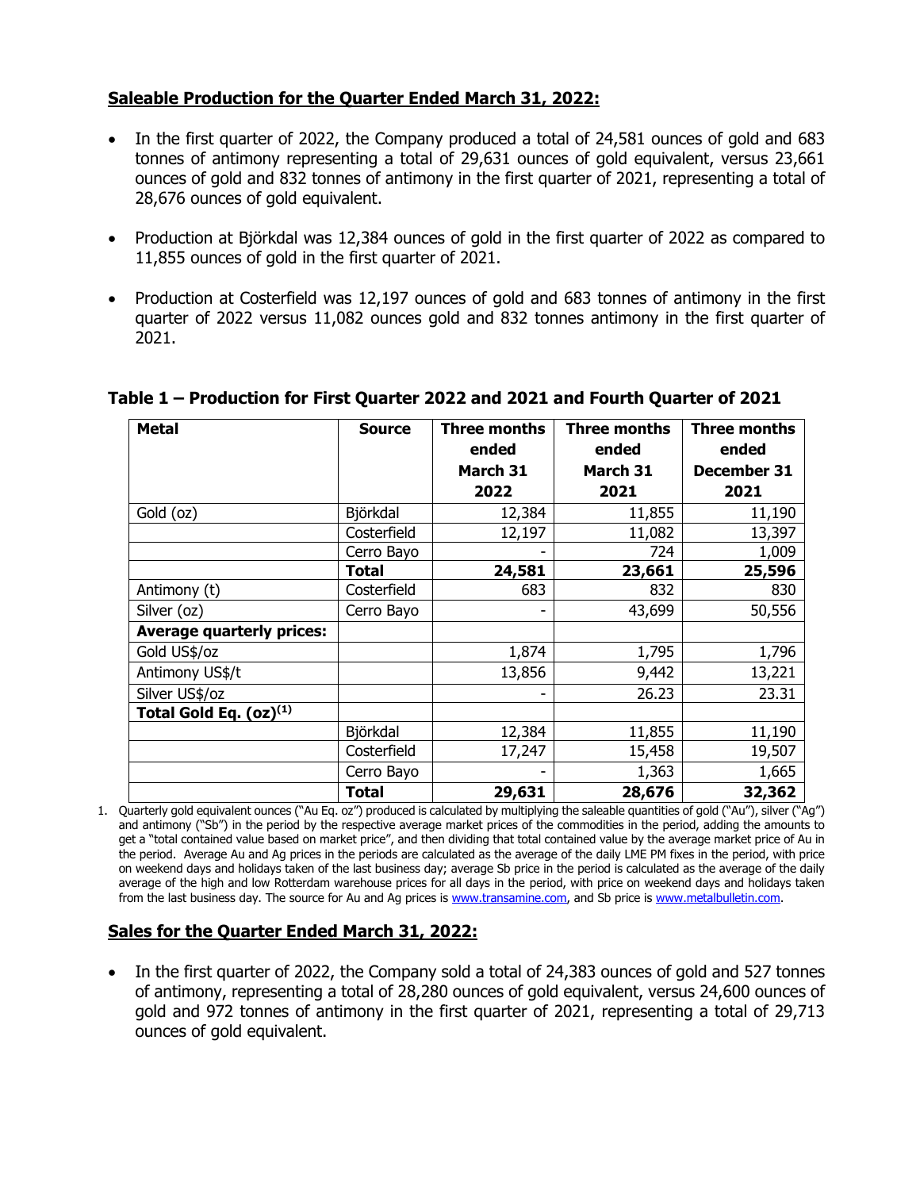**Saleable Production for the Quarter Ended March 31, 2022:**

- In the first quarter of 2022, the Company produced a total of 24,581 ounces of gold and 683 tonnes of antimony representing a total of 29,631 ounces of gold equivalent, versus 23,661 ounces of gold and 832 tonnes of antimony in the first quarter of 2021, representing a total of 28,676 ounces of gold equivalent.

- Production at Björkdal was 12,384 ounces of gold in the first quarter of 2022 as compared to 11,855 ounces of gold in the first quarter of 2021.

- Production at Costerfield was 12,197 ounces of gold and 683 tonnes of antimony in the first quarter of 2022 versus 11,082 ounces gold and 832 tonnes antimony in the first quarter of 2021.

**Table 1 – Production for First Quarter 2022 and 2021 and Fourth Quarter of 2021**

| Metal | Source | Three months ended March 31 2022 | Three months ended March 31 2021 | Three months ended December 31 2021 |
|---|---|---|---|---|
| Gold (oz) | Björkdal | 12,384 | 11,855 | 11,190 |
| | Costerfield | 12,197 | 11,082 | 13,397 |
| | Cerro Bayo | - | 724 | 1,009 |
| | **Total** | **24,581** | **23,661** | **25,596** |
| Antimony (t) | Costerfield | 683 | 832 | 830 |
| Silver (oz) | Cerro Bayo | - | 43,699 | 50,556 |
| **Average quarterly prices:** | | | | |
| Gold US$/oz | | 1,874 | 1,795 | 1,796 |
| Antimony US$/t | | 13,856 | 9,442 | 13,221 |
| Silver US$/oz | | - | 26.23 | 23.31 |
| **Total Gold Eq. (oz)[(1)]** | | | | |
| | Björkdal | 12,384 | 11,855 | 11,190 |
| | Costerfield | 17,247 | 15,458 | 19,507 |
| | Cerro Bayo | - | 1,363 | 1,665 |
| | **Total** | **29,631** | **28,676** | **32,362** |

1. Quarterly gold equivalent ounces ("Au Eq. oz") produced is calculated by multiplying the saleable quantities of gold ("Au"), silver ("Ag") and antimony ("Sb") in the period by the respective average market prices of the commodities in the period, adding the amounts to get a "total contained value based on market price", and then dividing that total contained value by the average market price of Au in the period. Average Au and Ag prices in the periods are calculated as the average of the daily LME PM fixes in the period, with price on weekend days and holidays taken of the last business day; average Sb price in the period is calculated as the average of the daily average of the high and low Rotterdam warehouse prices for all days in the period, with price on weekend days and holidays taken from the last business day. The source for Au and Ag prices is www.transamine.com, and Sb price is www.metalbulletin.com.

**Sales for the Quarter Ended March 31, 2022:**

- In the first quarter of 2022, the Company sold a total of 24,383 ounces of gold and 527 tonnes of antimony, representing a total of 28,280 ounces of gold equivalent, versus 24,600 ounces of gold and 972 tonnes of antimony in the first quarter of 2021, representing a total of 29,713 ounces of gold equivalent.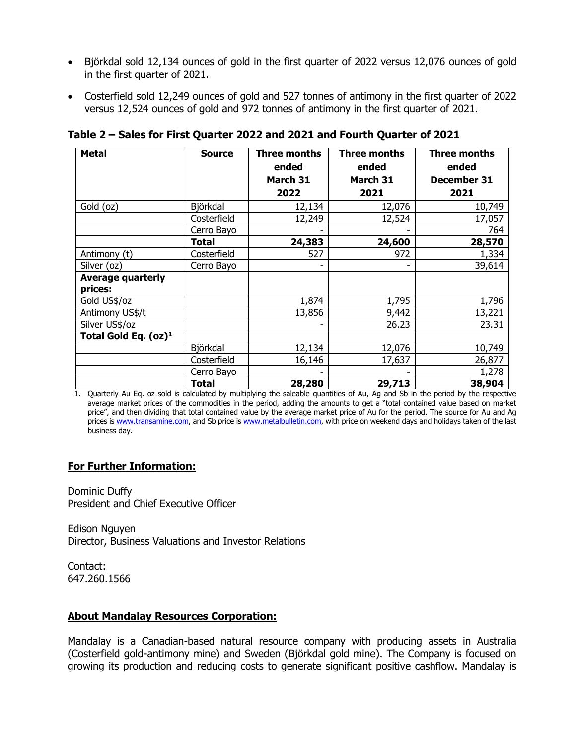- Björkdal sold 12,134 ounces of gold in the first quarter of 2022 versus 12,076 ounces of gold in the first quarter of 2021.
- Costerfield sold 12,249 ounces of gold and 527 tonnes of antimony in the first quarter of 2022 versus 12,524 ounces of gold and 972 tonnes of antimony in the first quarter of 2021.

**Table 2 – Sales for First Quarter 2022 and 2021 and Fourth Quarter of 2021**

| Metal | Source | Three months ended March 31 2022 | Three months ended March 31 2021 | Three months ended December 31 2021 |
|---|---|---|---|---|
| Gold (oz) | Björkdal | 12,134 | 12,076 | 10,749 |
| | Costerfield | 12,249 | 12,524 | 17,057 |
| | Cerro Bayo | - | - | 764 |
| | **Total** | **24,383** | **24,600** | **28,570** |
| Antimony (t) | Costerfield | 527 | 972 | 1,334 |
| Silver (oz) | Cerro Bayo | - | - | 39,614 |
| **Average quarterly prices:** | | | | |
| Gold US$/oz | | 1,874 | 1,795 | 1,796 |
| Antimony US$/t | | 13,856 | 9,442 | 13,221 |
| Silver US$/oz | | - | 26.23 | 23.31 |
| **Total Gold Eq. (oz)[1]** | | | | |
| | Björkdal | 12,134 | 12,076 | 10,749 |
| | Costerfield | 16,146 | 17,637 | 26,877 |
| | Cerro Bayo | - | - | 1,278 |
| | **Total** | **28,280** | **29,713** | **38,904** |

1. Quarterly Au Eq. oz sold is calculated by multiplying the saleable quantities of Au, Ag and Sb in the period by the respective average market prices of the commodities in the period, adding the amounts to get a "total contained value based on market price", and then dividing that total contained value by the average market price of Au for the period. The source for Au and Ag prices is www.transamine.com, and Sb price is www.metalbulletin.com, with price on weekend days and holidays taken of the last business day.

## For Further Information:

Dominic Duffy
President and Chief Executive Officer

Edison Nguyen
Director, Business Valuations and Investor Relations

Contact:
647.260.1566

## About Mandalay Resources Corporation:

Mandalay is a Canadian-based natural resource company with producing assets in Australia (Costerfield gold-antimony mine) and Sweden (Björkdal gold mine). The Company is focused on growing its production and reducing costs to generate significant positive cashflow. Mandalay is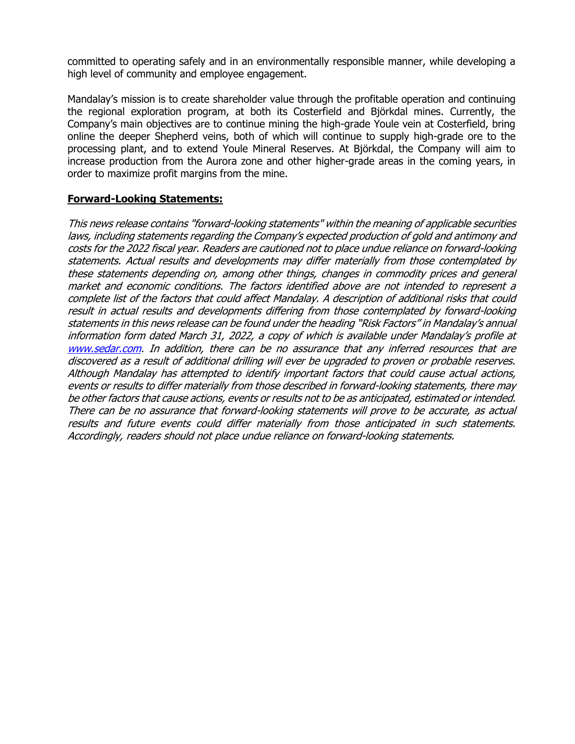committed to operating safely and in an environmentally responsible manner, while developing a high level of community and employee engagement.

Mandalay's mission is to create shareholder value through the profitable operation and continuing the regional exploration program, at both its Costerfield and Björkdal mines. Currently, the Company's main objectives are to continue mining the high-grade Youle vein at Costerfield, bring online the deeper Shepherd veins, both of which will continue to supply high-grade ore to the processing plant, and to extend Youle Mineral Reserves. At Björkdal, the Company will aim to increase production from the Aurora zone and other higher-grade areas in the coming years, in order to maximize profit margins from the mine.

**Forward-Looking Statements:**

*This news release contains "forward-looking statements" within the meaning of applicable securities laws, including statements regarding the Company's expected production of gold and antimony and costs for the 2022 fiscal year. Readers are cautioned not to place undue reliance on forward-looking statements. Actual results and developments may differ materially from those contemplated by these statements depending on, among other things, changes in commodity prices and general market and economic conditions. The factors identified above are not intended to represent a complete list of the factors that could affect Mandalay. A description of additional risks that could result in actual results and developments differing from those contemplated by forward-looking statements in this news release can be found under the heading "Risk Factors" in Mandalay's annual information form dated March 31, 2022, a copy of which is available under Mandalay's profile at [www.sedar.com](www.sedar.com). In addition, there can be no assurance that any inferred resources that are discovered as a result of additional drilling will ever be upgraded to proven or probable reserves. Although Mandalay has attempted to identify important factors that could cause actual actions, events or results to differ materially from those described in forward-looking statements, there may be other factors that cause actions, events or results not to be as anticipated, estimated or intended. There can be no assurance that forward-looking statements will prove to be accurate, as actual results and future events could differ materially from those anticipated in such statements. Accordingly, readers should not place undue reliance on forward-looking statements.*